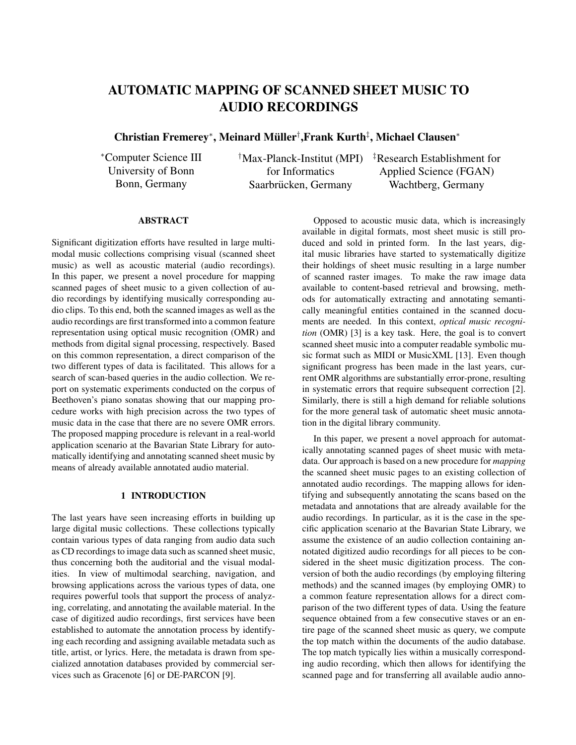# AUTOMATIC MAPPING OF SCANNED SHEET MUSIC TO AUDIO RECORDINGS

**Christian Fremerey[*], Meinard Müller[†], Frank Kurth[‡], Michael Clausen[*]**

[*]Computer Science III
University of Bonn
Bonn, Germany

[†]Max-Planck-Institut (MPI)
for Informatics
Saarbrücken, Germany

[‡]Research Establishment for
Applied Science (FGAN)
Wachtberg, Germany

## ABSTRACT

Significant digitization efforts have resulted in large multimodal music collections comprising visual (scanned sheet music) as well as acoustic material (audio recordings). In this paper, we present a novel procedure for mapping scanned pages of sheet music to a given collection of audio recordings by identifying musically corresponding audio clips. To this end, both the scanned images as well as the audio recordings are first transformed into a common feature representation using optical music recognition (OMR) and methods from digital signal processing, respectively. Based on this common representation, a direct comparison of the two different types of data is facilitated. This allows for a search of scan-based queries in the audio collection. We report on systematic experiments conducted on the corpus of Beethoven's piano sonatas showing that our mapping procedure works with high precision across the two types of music data in the case that there are no severe OMR errors. The proposed mapping procedure is relevant in a real-world application scenario at the Bavarian State Library for automatically identifying and annotating scanned sheet music by means of already available annotated audio material.

## 1 INTRODUCTION

The last years have seen increasing efforts in building up large digital music collections. These collections typically contain various types of data ranging from audio data such as CD recordings to image data such as scanned sheet music, thus concerning both the auditorial and the visual modalities. In view of multimodal searching, navigation, and browsing applications across the various types of data, one requires powerful tools that support the process of analyzing, correlating, and annotating the available material. In the case of digitized audio recordings, first services have been established to automate the annotation process by identifying each recording and assigning available metadata such as title, artist, or lyrics. Here, the metadata is drawn from specialized annotation databases provided by commercial services such as Gracenote [6] or DE-PARCON [9].

Opposed to acoustic music data, which is increasingly available in digital formats, most sheet music is still produced and sold in printed form. In the last years, digital music libraries have started to systematically digitize their holdings of sheet music resulting in a large number of scanned raster images. To make the raw image data available to content-based retrieval and browsing, methods for automatically extracting and annotating semantically meaningful entities contained in the scanned documents are needed. In this context, *optical music recognition* (OMR) [3] is a key task. Here, the goal is to convert scanned sheet music into a computer readable symbolic music format such as MIDI or MusicXML [13]. Even though significant progress has been made in the last years, current OMR algorithms are substantially error-prone, resulting in systematic errors that require subsequent correction [2]. Similarly, there is still a high demand for reliable solutions for the more general task of automatic sheet music annotation in the digital library community.

In this paper, we present a novel approach for automatically annotating scanned pages of sheet music with metadata. Our approach is based on a new procedure for *mapping* the scanned sheet music pages to an existing collection of annotated audio recordings. The mapping allows for identifying and subsequently annotating the scans based on the metadata and annotations that are already available for the audio recordings. In particular, as it is the case in the specific application scenario at the Bavarian State Library, we assume the existence of an audio collection containing annotated digitized audio recordings for all pieces to be considered in the sheet music digitization process. The conversion of both the audio recordings (by employing filtering methods) and the scanned images (by employing OMR) to a common feature representation allows for a direct comparison of the two different types of data. Using the feature sequence obtained from a few consecutive staves or an entire page of the scanned sheet music as query, we compute the top match within the documents of the audio database. The top match typically lies within a musically corresponding audio recording, which then allows for identifying the scanned page and for transferring all available audio anno-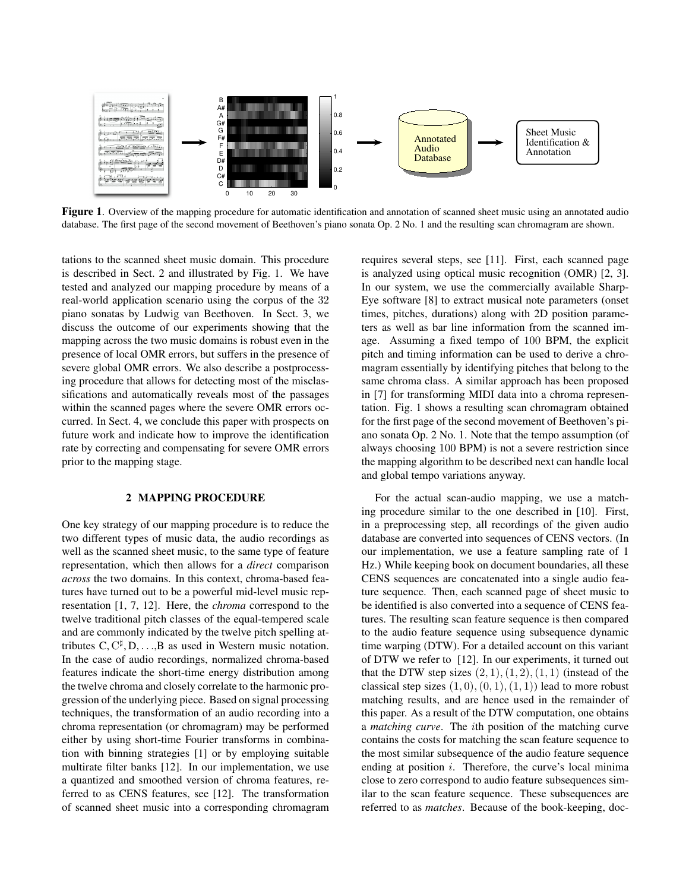**Figure 1**. Overview of the mapping procedure for automatic identification and annotation of scanned sheet music using an annotated audio database. The first page of the second movement of Beethoven's piano sonata Op. 2 No. 1 and the resulting scan chromagram are shown.

tations to the scanned sheet music domain. This procedure is described in Sect. 2 and illustrated by Fig. 1. We have tested and analyzed our mapping procedure by means of a real-world application scenario using the corpus of the 32 piano sonatas by Ludwig van Beethoven. In Sect. 3, we discuss the outcome of our experiments showing that the mapping across the two music domains is robust even in the presence of local OMR errors, but suffers in the presence of severe global OMR errors. We also describe a postprocessing procedure that allows for detecting most of the misclassifications and automatically reveals most of the passages within the scanned pages where the severe OMR errors occurred. In Sect. 4, we conclude this paper with prospects on future work and indicate how to improve the identification rate by correcting and compensating for severe OMR errors prior to the mapping stage.

## 2 MAPPING PROCEDURE

One key strategy of our mapping procedure is to reduce the two different types of music data, the audio recordings as well as the scanned sheet music, to the same type of feature representation, which then allows for a *direct* comparison *across* the two domains. In this context, chroma-based features have turned out to be a powerful mid-level music representation [1, 7, 12]. Here, the *chroma* correspond to the twelve traditional pitch classes of the equal-tempered scale and are commonly indicated by the twelve pitch spelling attributes C, C$^\sharp$, D, . . .,B as used in Western music notation. In the case of audio recordings, normalized chroma-based features indicate the short-time energy distribution among the twelve chroma and closely correlate to the harmonic progression of the underlying piece. Based on signal processing techniques, the transformation of an audio recording into a chroma representation (or chromagram) may be performed either by using short-time Fourier transforms in combination with binning strategies [1] or by employing suitable multirate filter banks [12]. In our implementation, we use a quantized and smoothed version of chroma features, referred to as CENS features, see [12]. The transformation of scanned sheet music into a corresponding chromagram requires several steps, see [11]. First, each scanned page is analyzed using optical music recognition (OMR) [2, 3]. In our system, we use the commercially available SharpEye software [8] to extract musical note parameters (onset times, pitches, durations) along with 2D position parameters as well as bar line information from the scanned image. Assuming a fixed tempo of 100 BPM, the explicit pitch and timing information can be used to derive a chromagram essentially by identifying pitches that belong to the same chroma class. A similar approach has been proposed in [7] for transforming MIDI data into a chroma representation. Fig. 1 shows a resulting scan chromagram obtained for the first page of the second movement of Beethoven's piano sonata Op. 2 No. 1. Note that the tempo assumption (of always choosing 100 BPM) is not a severe restriction since the mapping algorithm to be described next can handle local and global tempo variations anyway.

For the actual scan-audio mapping, we use a matching procedure similar to the one described in [10]. First, in a preprocessing step, all recordings of the given audio database are converted into sequences of CENS vectors. (In our implementation, we use a feature sampling rate of 1 Hz.) While keeping book on document boundaries, all these CENS sequences are concatenated into a single audio feature sequence. Then, each scanned page of sheet music to be identified is also converted into a sequence of CENS features. The resulting scan feature sequence is then compared to the audio feature sequence using subsequence dynamic time warping (DTW). For a detailed account on this variant of DTW we refer to [12]. In our experiments, it turned out that the DTW step sizes $(2, 1), (1, 2), (1, 1)$ (instead of the classical step sizes $(1, 0), (0, 1), (1, 1)$) lead to more robust matching results, and are hence used in the remainder of this paper. As a result of the DTW computation, one obtains a *matching curve*. The $i$th position of the matching curve contains the costs for matching the scan feature sequence to the most similar subsequence of the audio feature sequence ending at position $i$. Therefore, the curve's local minima close to zero correspond to audio feature subsequences similar to the scan feature sequence. These subsequences are referred to as *matches*. Because of the book-keeping, doc-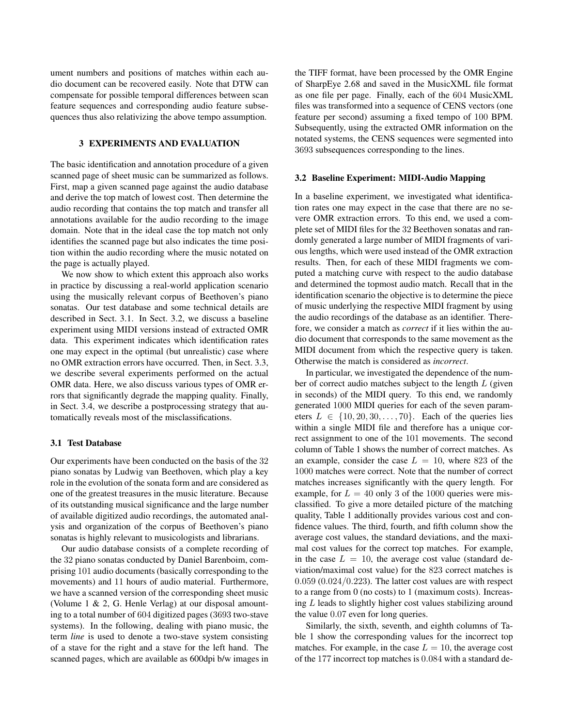ument numbers and positions of matches within each audio document can be recovered easily. Note that DTW can compensate for possible temporal differences between scan feature sequences and corresponding audio feature subsequences thus also relativizing the above tempo assumption.

## 3 EXPERIMENTS AND EVALUATION

The basic identification and annotation procedure of a given scanned page of sheet music can be summarized as follows. First, map a given scanned page against the audio database and derive the top match of lowest cost. Then determine the audio recording that contains the top match and transfer all annotations available for the audio recording to the image domain. Note that in the ideal case the top match not only identifies the scanned page but also indicates the time position within the audio recording where the music notated on the page is actually played.

We now show to which extent this approach also works in practice by discussing a real-world application scenario using the musically relevant corpus of Beethoven's piano sonatas. Our test database and some technical details are described in Sect. 3.1. In Sect. 3.2, we discuss a baseline experiment using MIDI versions instead of extracted OMR data. This experiment indicates which identification rates one may expect in the optimal (but unrealistic) case where no OMR extraction errors have occurred. Then, in Sect. 3.3, we describe several experiments performed on the actual OMR data. Here, we also discuss various types of OMR errors that significantly degrade the mapping quality. Finally, in Sect. 3.4, we describe a postprocessing strategy that automatically reveals most of the misclassifications.

### 3.1 Test Database

Our experiments have been conducted on the basis of the 32 piano sonatas by Ludwig van Beethoven, which play a key role in the evolution of the sonata form and are considered as one of the greatest treasures in the music literature. Because of its outstanding musical significance and the large number of available digitized audio recordings, the automated analysis and organization of the corpus of Beethoven's piano sonatas is highly relevant to musicologists and librarians.

Our audio database consists of a complete recording of the 32 piano sonatas conducted by Daniel Barenboim, comprising 101 audio documents (basically corresponding to the movements) and 11 hours of audio material. Furthermore, we have a scanned version of the corresponding sheet music (Volume 1 & 2, G. Henle Verlag) at our disposal amounting to a total number of 604 digitized pages (3693 two-stave systems). In the following, dealing with piano music, the term *line* is used to denote a two-stave system consisting of a stave for the right and a stave for the left hand. The scanned pages, which are available as 600dpi b/w images in the TIFF format, have been processed by the OMR Engine of SharpEye 2.68 and saved in the MusicXML file format as one file per page. Finally, each of the 604 MusicXML files was transformed into a sequence of CENS vectors (one feature per second) assuming a fixed tempo of 100 BPM. Subsequently, using the extracted OMR information on the notated systems, the CENS sequences were segmented into 3693 subsequences corresponding to the lines.

### 3.2 Baseline Experiment: MIDI-Audio Mapping

In a baseline experiment, we investigated what identification rates one may expect in the case that there are no severe OMR extraction errors. To this end, we used a complete set of MIDI files for the 32 Beethoven sonatas and randomly generated a large number of MIDI fragments of various lengths, which were used instead of the OMR extraction results. Then, for each of these MIDI fragments we computed a matching curve with respect to the audio database and determined the topmost audio match. Recall that in the identification scenario the objective is to determine the piece of music underlying the respective MIDI fragment by using the audio recordings of the database as an identifier. Therefore, we consider a match as *correct* if it lies within the audio document that corresponds to the same movement as the MIDI document from which the respective query is taken. Otherwise the match is considered as *incorrect*.

In particular, we investigated the dependence of the number of correct audio matches subject to the length $L$ (given in seconds) of the MIDI query. To this end, we randomly generated 1000 MIDI queries for each of the seven parameters $L \in \{10, 20, 30, \ldots, 70\}$. Each of the queries lies within a single MIDI file and therefore has a unique correct assignment to one of the 101 movements. The second column of Table 1 shows the number of correct matches. As an example, consider the case $L = 10$, where 823 of the 1000 matches were correct. Note that the number of correct matches increases significantly with the query length. For example, for $L = 40$ only 3 of the 1000 queries were misclassified. To give a more detailed picture of the matching quality, Table 1 additionally provides various cost and confidence values. The third, fourth, and fifth column show the average cost values, the standard deviations, and the maximal cost values for the correct top matches. For example, in the case $L = 10$, the average cost value (standard deviation/maximal cost value) for the 823 correct matches is 0.059 (0.024/0.223). The latter cost values are with respect to a range from 0 (no costs) to 1 (maximum costs). Increasing $L$ leads to slightly higher cost values stabilizing around the value 0.07 even for long queries.

Similarly, the sixth, seventh, and eighth columns of Table 1 show the corresponding values for the incorrect top matches. For example, in the case $L = 10$, the average cost of the 177 incorrect top matches is 0.084 with a standard de-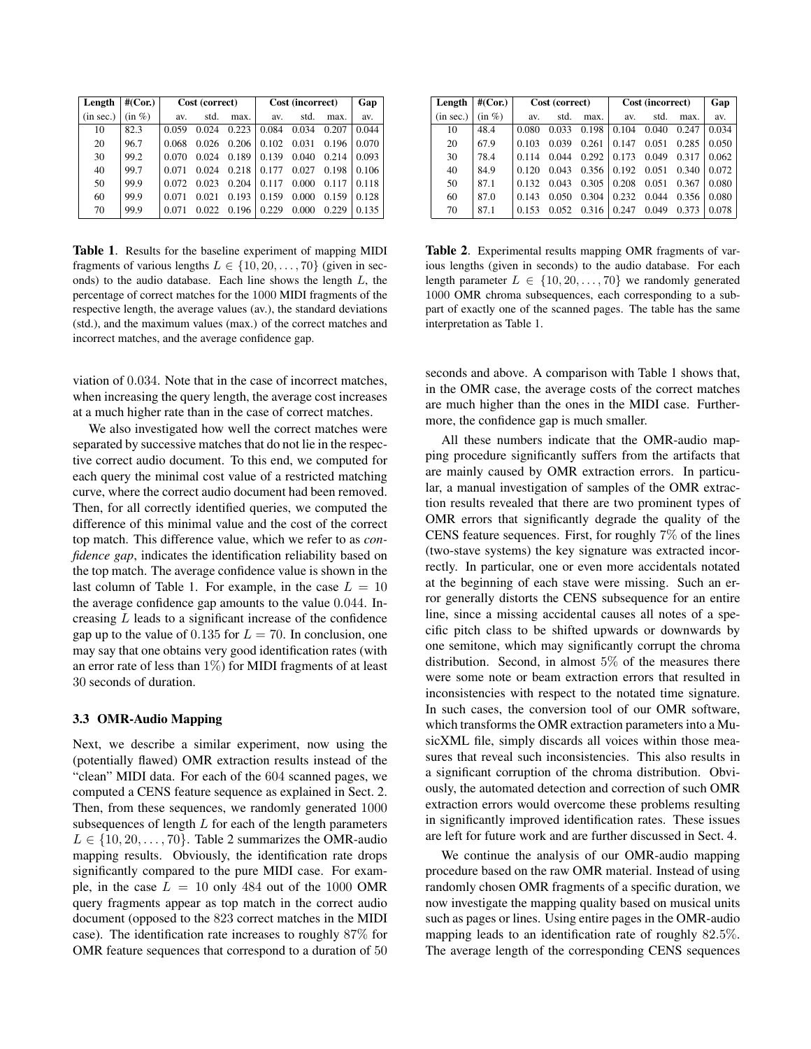| Length | #(Cor.) | Cost (correct) | | | Cost (incorrect) | | | Gap |
|---|---|---|---|---|---|---|---|---|
| (in sec.) | (in %) | av. | std. | max. | av. | std. | max. | av. |
| 10 | 82.3 | 0.059 | 0.024 | 0.223 | 0.084 | 0.034 | 0.207 | 0.044 |
| 20 | 96.7 | 0.068 | 0.026 | 0.206 | 0.102 | 0.031 | 0.196 | 0.070 |
| 30 | 99.2 | 0.070 | 0.024 | 0.189 | 0.139 | 0.040 | 0.214 | 0.093 |
| 40 | 99.7 | 0.071 | 0.024 | 0.218 | 0.177 | 0.027 | 0.198 | 0.106 |
| 50 | 99.9 | 0.072 | 0.023 | 0.204 | 0.117 | 0.000 | 0.117 | 0.118 |
| 60 | 99.9 | 0.071 | 0.021 | 0.193 | 0.159 | 0.000 | 0.159 | 0.128 |
| 70 | 99.9 | 0.071 | 0.022 | 0.196 | 0.229 | 0.000 | 0.229 | 0.135 |

**Table 1**. Results for the baseline experiment of mapping MIDI fragments of various lengths $L \in \{10, 20, \ldots, 70\}$ (given in seconds) to the audio database. Each line shows the length $L$, the percentage of correct matches for the 1000 MIDI fragments of the respective length, the average values (av.), the standard deviations (std.), and the maximum values (max.) of the correct matches and incorrect matches, and the average confidence gap.

| Length | #(Cor.) | Cost (correct) | | | Cost (incorrect) | | | Gap |
|---|---|---|---|---|---|---|---|---|
| (in sec.) | (in %) | av. | std. | max. | av. | std. | max. | av. |
| 10 | 48.4 | 0.080 | 0.033 | 0.198 | 0.104 | 0.040 | 0.247 | 0.034 |
| 20 | 67.9 | 0.103 | 0.039 | 0.261 | 0.147 | 0.051 | 0.285 | 0.050 |
| 30 | 78.4 | 0.114 | 0.044 | 0.292 | 0.173 | 0.049 | 0.317 | 0.062 |
| 40 | 84.9 | 0.120 | 0.043 | 0.356 | 0.192 | 0.051 | 0.340 | 0.072 |
| 50 | 87.1 | 0.132 | 0.043 | 0.305 | 0.208 | 0.051 | 0.367 | 0.080 |
| 60 | 87.0 | 0.143 | 0.050 | 0.304 | 0.232 | 0.044 | 0.356 | 0.080 |
| 70 | 87.1 | 0.153 | 0.052 | 0.316 | 0.247 | 0.049 | 0.373 | 0.078 |

**Table 2**. Experimental results mapping OMR fragments of various lengths (given in seconds) to the audio database. For each length parameter $L \in \{10, 20, \ldots, 70\}$ we randomly generated 1000 OMR chroma subsequences, each corresponding to a subpart of exactly one of the scanned pages. The table has the same interpretation as Table 1.

viation of 0.034. Note that in the case of incorrect matches, when increasing the query length, the average cost increases at a much higher rate than in the case of correct matches.

We also investigated how well the correct matches were separated by successive matches that do not lie in the respective correct audio document. To this end, we computed for each query the minimal cost value of a restricted matching curve, where the correct audio document had been removed. Then, for all correctly identified queries, we computed the difference of this minimal value and the cost of the correct top match. This difference value, which we refer to as *confidence gap*, indicates the identification reliability based on the top match. The average confidence value is shown in the last column of Table 1. For example, in the case $L = 10$ the average confidence gap amounts to the value 0.044. Increasing $L$ leads to a significant increase of the confidence gap up to the value of 0.135 for $L = 70$. In conclusion, one may say that one obtains very good identification rates (with an error rate of less than 1%) for MIDI fragments of at least 30 seconds of duration.

### 3.3 OMR-Audio Mapping

Next, we describe a similar experiment, now using the (potentially flawed) OMR extraction results instead of the "clean" MIDI data. For each of the 604 scanned pages, we computed a CENS feature sequence as explained in Sect. 2. Then, from these sequences, we randomly generated 1000 subsequences of length $L$ for each of the length parameters $L \in \{10, 20, \ldots, 70\}$. Table 2 summarizes the OMR-audio mapping results. Obviously, the identification rate drops significantly compared to the pure MIDI case. For example, in the case $L = 10$ only 484 out of the 1000 OMR query fragments appear as top match in the correct audio document (opposed to the 823 correct matches in the MIDI case). The identification rate increases to roughly 87% for OMR feature sequences that correspond to a duration of 50 seconds and above. A comparison with Table 1 shows that, in the OMR case, the average costs of the correct matches are much higher than the ones in the MIDI case. Furthermore, the confidence gap is much smaller.

All these numbers indicate that the OMR-audio mapping procedure significantly suffers from the artifacts that are mainly caused by OMR extraction errors. In particular, a manual investigation of samples of the OMR extraction results revealed that there are two prominent types of OMR errors that significantly degrade the quality of the CENS feature sequences. First, for roughly 7% of the lines (two-stave systems) the key signature was extracted incorrectly. In particular, one or even more accidentals notated at the beginning of each stave were missing. Such an error generally distorts the CENS subsequence for an entire line, since a missing accidental causes all notes of a specific pitch class to be shifted upwards or downwards by one semitone, which may significantly corrupt the chroma distribution. Second, in almost 5% of the measures there were some note or beam extraction errors that resulted in inconsistencies with respect to the notated time signature. In such cases, the conversion tool of our OMR software, which transforms the OMR extraction parameters into a MusicXML file, simply discards all voices within those measures that reveal such inconsistencies. This also results in a significant corruption of the chroma distribution. Obviously, the automated detection and correction of such OMR extraction errors would overcome these problems resulting in significantly improved identification rates. These issues are left for future work and are further discussed in Sect. 4.

We continue the analysis of our OMR-audio mapping procedure based on the raw OMR material. Instead of using randomly chosen OMR fragments of a specific duration, we now investigate the mapping quality based on musical units such as pages or lines. Using entire pages in the OMR-audio mapping leads to an identification rate of roughly 82.5%. The average length of the corresponding CENS sequences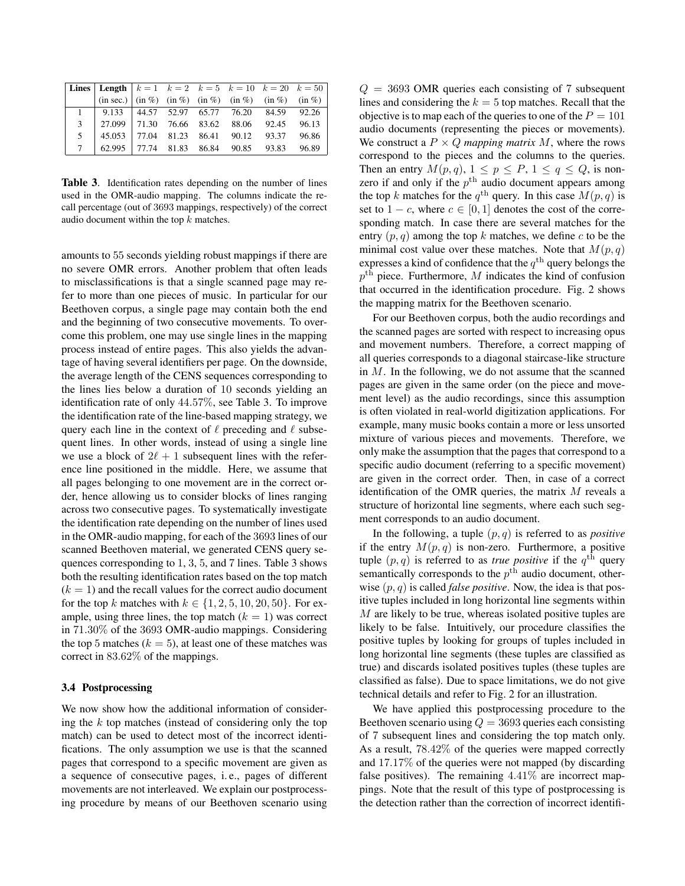| Lines | Length | $k=1$ | $k=2$ | $k=5$ | $k=10$ | $k=20$ | $k=50$ |
|---|---|---|---|---|---|---|---|
| | (in sec.) | (in %) | (in %) | (in %) | (in %) | (in %) | (in %) |
| 1 | 9.133 | 44.57 | 52.97 | 65.77 | 76.20 | 84.59 | 92.26 |
| 3 | 27.099 | 71.30 | 76.66 | 83.62 | 88.06 | 92.45 | 96.13 |
| 5 | 45.053 | 77.04 | 81.23 | 86.41 | 90.12 | 93.37 | 96.86 |
| 7 | 62.995 | 77.74 | 81.83 | 86.84 | 90.85 | 93.83 | 96.89 |

**Table 3**. Identification rates depending on the number of lines used in the OMR-audio mapping. The columns indicate the recall percentage (out of 3693 mappings, respectively) of the correct audio document within the top $k$ matches.

amounts to 55 seconds yielding robust mappings if there are no severe OMR errors. Another problem that often leads to misclassifications is that a single scanned page may refer to more than one pieces of music. In particular for our Beethoven corpus, a single page may contain both the end and the beginning of two consecutive movements. To overcome this problem, one may use single lines in the mapping process instead of entire pages. This also yields the advantage of having several identifiers per page. On the downside, the average length of the CENS sequences corresponding to the lines lies below a duration of 10 seconds yielding an identification rate of only 44.57%, see Table 3. To improve the identification rate of the line-based mapping strategy, we query each line in the context of $\ell$ preceding and $\ell$ subsequent lines. In other words, instead of using a single line we use a block of $2\ell + 1$ subsequent lines with the reference line positioned in the middle. Here, we assume that all pages belonging to one movement are in the correct order, hence allowing us to consider blocks of lines ranging across two consecutive pages. To systematically investigate the identification rate depending on the number of lines used in the OMR-audio mapping, for each of the 3693 lines of our scanned Beethoven material, we generated CENS query sequences corresponding to 1, 3, 5, and 7 lines. Table 3 shows both the resulting identification rates based on the top match ($k = 1$) and the recall values for the correct audio document for the top $k$ matches with $k \in \{1, 2, 5, 10, 20, 50\}$. For example, using three lines, the top match ($k = 1$) was correct in 71.30% of the 3693 OMR-audio mappings. Considering the top 5 matches ($k = 5$), at least one of these matches was correct in 83.62% of the mappings.

### 3.4 Postprocessing

We now show how the additional information of considering the $k$ top matches (instead of considering only the top match) can be used to detect most of the incorrect identifications. The only assumption we use is that the scanned pages that correspond to a specific movement are given as a sequence of consecutive pages, i. e., pages of different movements are not interleaved. We explain our postprocessing procedure by means of our Beethoven scenario using $Q = 3693$ OMR queries each consisting of 7 subsequent lines and considering the $k = 5$ top matches. Recall that the objective is to map each of the queries to one of the $P = 101$ audio documents (representing the pieces or movements). We construct a $P \times Q$ *mapping matrix* $M$, where the rows correspond to the pieces and the columns to the queries. Then an entry $M(p, q)$, $1 \leq p \leq P$, $1 \leq q \leq Q$, is non-zero if and only if the $p^{\text{th}}$ audio document appears among the top $k$ matches for the $q^{\text{th}}$ query. In this case $M(p, q)$ is set to $1 - c$, where $c \in [0, 1]$ denotes the cost of the corresponding match. In case there are several matches for the entry $(p, q)$ among the top $k$ matches, we define $c$ to be the minimal cost value over these matches. Note that $M(p, q)$ expresses a kind of confidence that the $q^{\text{th}}$ query belongs the $p^{\text{th}}$ piece. Furthermore, $M$ indicates the kind of confusion that occurred in the identification procedure. Fig. 2 shows the mapping matrix for the Beethoven scenario.

For our Beethoven corpus, both the audio recordings and the scanned pages are sorted with respect to increasing opus and movement numbers. Therefore, a correct mapping of all queries corresponds to a diagonal staircase-like structure in $M$. In the following, we do not assume that the scanned pages are given in the same order (on the piece and movement level) as the audio recordings, since this assumption is often violated in real-world digitization applications. For example, many music books contain a more or less unsorted mixture of various pieces and movements. Therefore, we only make the assumption that the pages that correspond to a specific audio document (referring to a specific movement) are given in the correct order. Then, in case of a correct identification of the OMR queries, the matrix $M$ reveals a structure of horizontal line segments, where each such segment corresponds to an audio document.

In the following, a tuple $(p, q)$ is referred to as *positive* if the entry $M(p, q)$ is non-zero. Furthermore, a positive tuple $(p, q)$ is referred to as *true positive* if the $q^{\text{th}}$ query semantically corresponds to the $p^{\text{th}}$ audio document, otherwise $(p, q)$ is called *false positive*. Now, the idea is that positive tuples included in long horizontal line segments within $M$ are likely to be true, whereas isolated positive tuples are likely to be false. Intuitively, our procedure classifies the positive tuples by looking for groups of tuples included in long horizontal line segments (these tuples are classified as true) and discards isolated positives tuples (these tuples are classified as false). Due to space limitations, we do not give technical details and refer to Fig. 2 for an illustration.

We have applied this postprocessing procedure to the Beethoven scenario using $Q = 3693$ queries each consisting of 7 subsequent lines and considering the top match only. As a result, 78.42% of the queries were mapped correctly and 17.17% of the queries were not mapped (by discarding false positives). The remaining 4.41% are incorrect mappings. Note that the result of this type of postprocessing is the detection rather than the correction of incorrect identifi-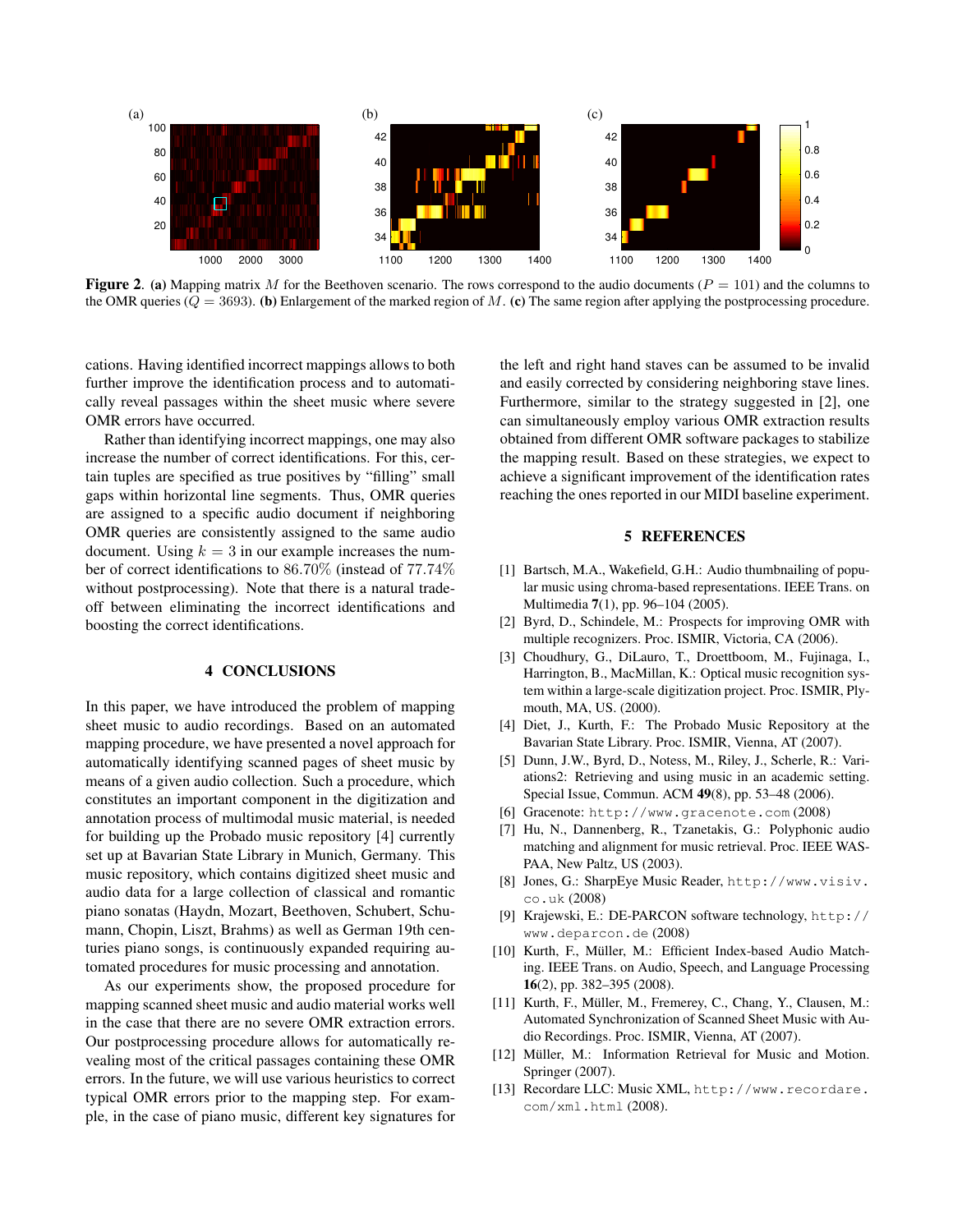(a)

100
80
60
40
20

1000 2000 3000

(b)

42
40
38
36
34

1100 1200 1300 1400

(c)

42
40
38
36
34

1100 1200 1300 1400

1
0.8
0.6
0.4
0.2
0

**Figure 2**. **(a)** Mapping matrix $M$ for the Beethoven scenario. The rows correspond to the audio documents ($P = 101$) and the columns to the OMR queries ($Q = 3693$). **(b)** Enlargement of the marked region of $M$. **(c)** The same region after applying the postprocessing procedure.

cations. Having identified incorrect mappings allows to both further improve the identification process and to automatically reveal passages within the sheet music where severe OMR errors have occurred.

Rather than identifying incorrect mappings, one may also increase the number of correct identifications. For this, certain tuples are specified as true positives by "filling" small gaps within horizontal line segments. Thus, OMR queries are assigned to a specific audio document if neighboring OMR queries are consistently assigned to the same audio document. Using $k = 3$ in our example increases the number of correct identifications to $86.70\%$ (instead of $77.74\%$ without postprocessing). Note that there is a natural tradeoff between eliminating the incorrect identifications and boosting the correct identifications.

## 4 CONCLUSIONS

In this paper, we have introduced the problem of mapping sheet music to audio recordings. Based on an automated mapping procedure, we have presented a novel approach for automatically identifying scanned pages of sheet music by means of a given audio collection. Such a procedure, which constitutes an important component in the digitization and annotation process of multimodal music material, is needed for building up the Probado music repository [4] currently set up at Bavarian State Library in Munich, Germany. This music repository, which contains digitized sheet music and audio data for a large collection of classical and romantic piano sonatas (Haydn, Mozart, Beethoven, Schubert, Schumann, Chopin, Liszt, Brahms) as well as German 19th centuries piano songs, is continuously expanded requiring automated procedures for music processing and annotation.

As our experiments show, the proposed procedure for mapping scanned sheet music and audio material works well in the case that there are no severe OMR extraction errors. Our postprocessing procedure allows for automatically revealing most of the critical passages containing these OMR errors. In the future, we will use various heuristics to correct typical OMR errors prior to the mapping step. For example, in the case of piano music, different key signatures for the left and right hand staves can be assumed to be invalid and easily corrected by considering neighboring stave lines. Furthermore, similar to the strategy suggested in [2], one can simultaneously employ various OMR extraction results obtained from different OMR software packages to stabilize the mapping result. Based on these strategies, we expect to achieve a significant improvement of the identification rates reaching the ones reported in our MIDI baseline experiment.

## 5 REFERENCES

[1] Bartsch, M.A., Wakefield, G.H.: Audio thumbnailing of popular music using chroma-based representations. IEEE Trans. on Multimedia **7**(1), pp. 96–104 (2005).

[2] Byrd, D., Schindele, M.: Prospects for improving OMR with multiple recognizers. Proc. ISMIR, Victoria, CA (2006).

[3] Choudhury, G., DiLauro, T., Droettboom, M., Fujinaga, I., Harrington, B., MacMillan, K.: Optical music recognition system within a large-scale digitization project. Proc. ISMIR, Plymouth, MA, US. (2000).

[4] Diet, J., Kurth, F.: The Probado Music Repository at the Bavarian State Library. Proc. ISMIR, Vienna, AT (2007).

[5] Dunn, J.W., Byrd, D., Notess, M., Riley, J., Scherle, R.: Variations2: Retrieving and using music in an academic setting. Special Issue, Commun. ACM **49**(8), pp. 53–48 (2006).

[6] Gracenote: `http://www.gracenote.com` (2008)

[7] Hu, N., Dannenberg, R., Tzanetakis, G.: Polyphonic audio matching and alignment for music retrieval. Proc. IEEE WASPAA, New Paltz, US (2003).

[8] Jones, G.: SharpEye Music Reader, `http://www.visiv.co.uk` (2008)

[9] Krajewski, E.: DE-PARCON software technology, `http://www.deparcon.de` (2008)

[10] Kurth, F., Müller, M.: Efficient Index-based Audio Matching. IEEE Trans. on Audio, Speech, and Language Processing **16**(2), pp. 382–395 (2008).

[11] Kurth, F., Müller, M., Fremerey, C., Chang, Y., Clausen, M.: Automated Synchronization of Scanned Sheet Music with Audio Recordings. Proc. ISMIR, Vienna, AT (2007).

[12] Müller, M.: Information Retrieval for Music and Motion. Springer (2007).

[13] Recordare LLC: Music XML, `http://www.recordare.com/xml.html` (2008).